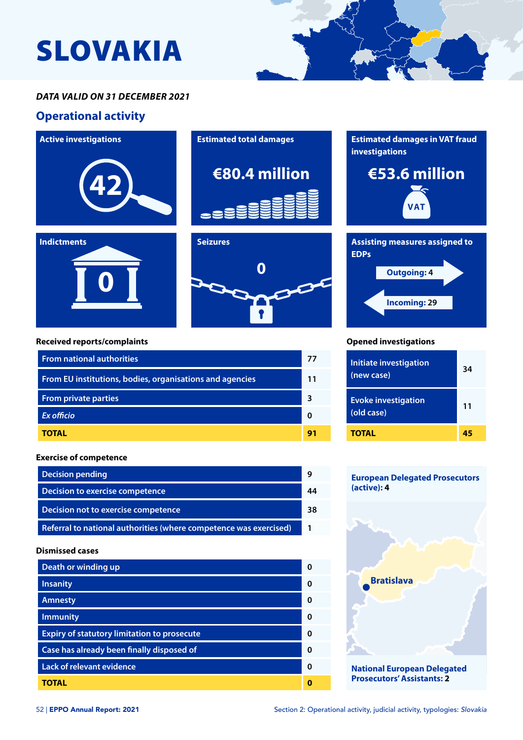# SLOVAKIA

***DATA VALID ON 31 DECEMBER 2021***

## Operational activity

**Active investigations**

42

**Estimated total damages**

€80.4 million

**Estimated damages in VAT fraud investigations**

€53.6 million

**Indictments**

0

**Seizures**

0

**Assisting measures assigned to EDPs**

Outgoing: 4

Incoming: 29

**Received reports/complaints**

| | |
|---|---|
| From national authorities | 77 |
| From EU institutions, bodies, organisations and agencies | 11 |
| From private parties | 3 |
| *Ex officio* | 0 |
| **TOTAL** | **91** |

**Opened investigations**

| | |
|---|---|
| Initiate investigation (new case) | 34 |
| Evoke investigation (old case) | 11 |
| **TOTAL** | **45** |

**Exercise of competence**

| | |
|---|---|
| Decision pending | 9 |
| Decision to exercise competence | 44 |
| Decision not to exercise competence | 38 |
| Referral to national authorities (where competence was exercised) | 1 |

**Dismissed cases**

| | |
|---|---|
| Death or winding up | 0 |
| Insanity | 0 |
| Amnesty | 0 |
| Immunity | 0 |
| Expiry of statutory limitation to prosecute | 0 |
| Case has already been finally disposed of | 0 |
| Lack of relevant evidence | 0 |
| **TOTAL** | **0** |

**European Delegated Prosecutors (active): 4**

Bratislava

**National European Delegated Prosecutors' Assistants: 2**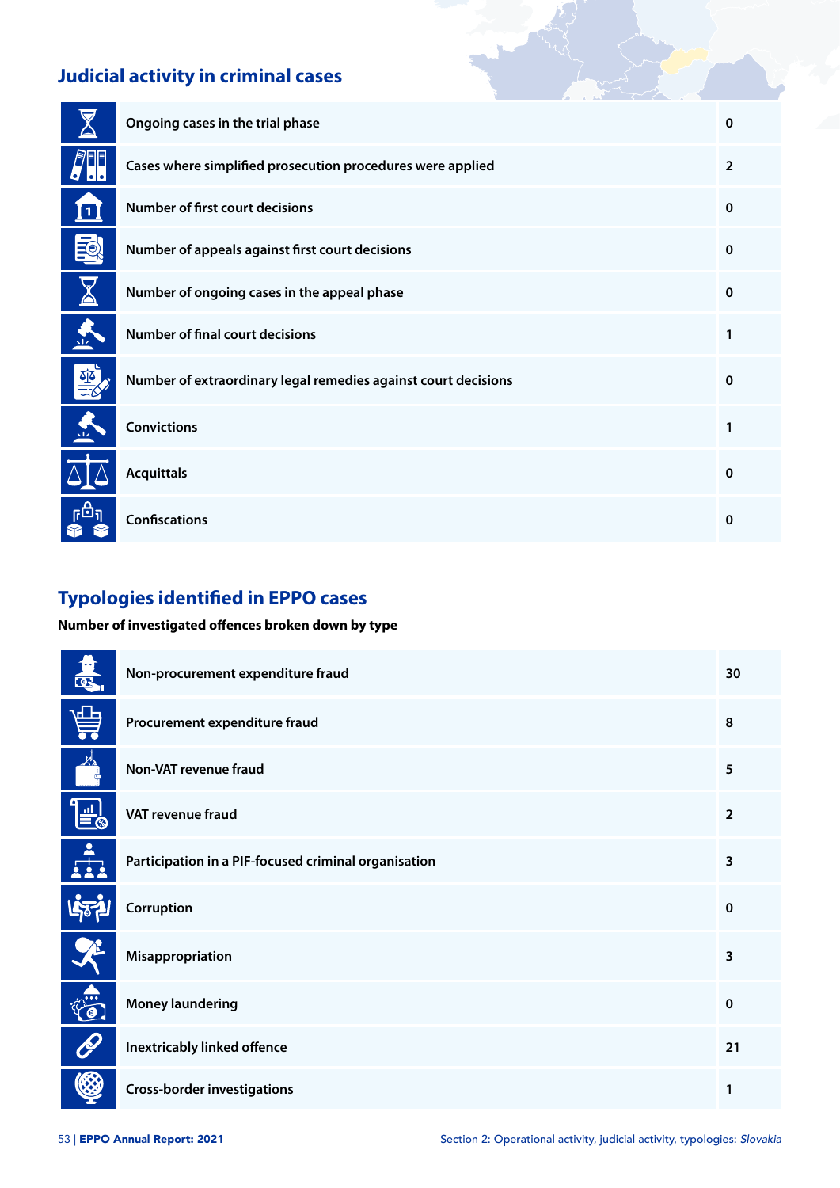## Judicial activity in criminal cases

| | |
|---|---|
| Ongoing cases in the trial phase | 0 |
| Cases where simplified prosecution procedures were applied | 2 |
| Number of first court decisions | 0 |
| Number of appeals against first court decisions | 0 |
| Number of ongoing cases in the appeal phase | 0 |
| Number of final court decisions | 1 |
| Number of extraordinary legal remedies against court decisions | 0 |
| Convictions | 1 |
| Acquittals | 0 |
| Confiscations | 0 |

## Typologies identified in EPPO cases

**Number of investigated offences broken down by type**

| | |
|---|---|
| Non-procurement expenditure fraud | 30 |
| Procurement expenditure fraud | 8 |
| Non-VAT revenue fraud | 5 |
| VAT revenue fraud | 2 |
| Participation in a PIF-focused criminal organisation | 3 |
| Corruption | 0 |
| Misappropriation | 3 |
| Money laundering | 0 |
| Inextricably linked offence | 21 |
| Cross-border investigations | 1 |